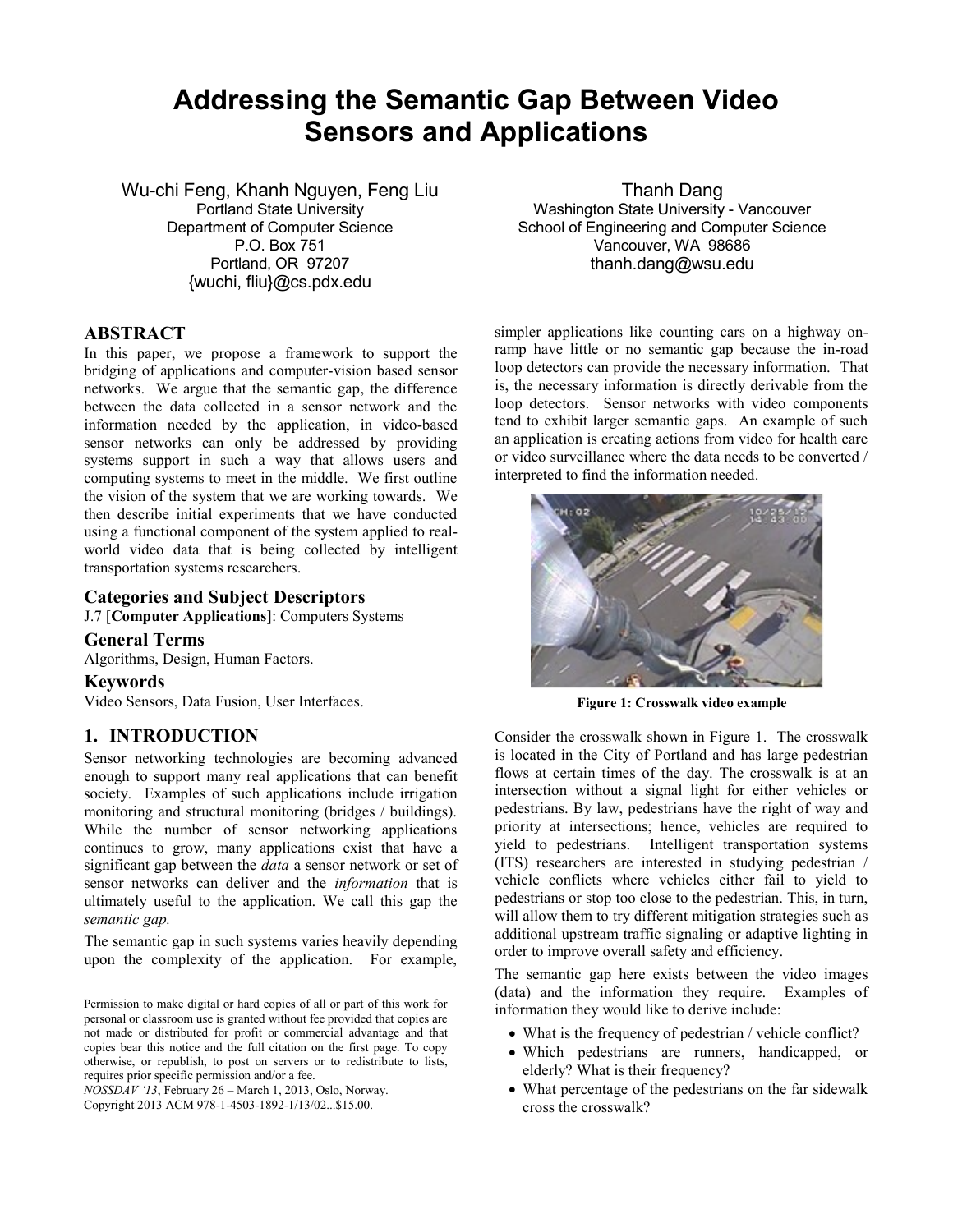# Addressing the Semantic Gap Between Video Sensors and Applications

Wu-chi Feng, Khanh Nguyen, Feng Liu
Portland State University
Department of Computer Science
P.O. Box 751
Portland, OR 97207
{wuchi, fliu}@cs.pdx.edu

Thanh Dang
Washington State University - Vancouver
School of Engineering and Computer Science
Vancouver, WA 98686
thanh.dang@wsu.edu

## ABSTRACT

In this paper, we propose a framework to support the bridging of applications and computer-vision based sensor networks. We argue that the semantic gap, the difference between the data collected in a sensor network and the information needed by the application, in video-based sensor networks can only be addressed by providing systems support in such a way that allows users and computing systems to meet in the middle. We first outline the vision of the system that we are working towards. We then describe initial experiments that we have conducted using a functional component of the system applied to real-world video data that is being collected by intelligent transportation systems researchers.

### Categories and Subject Descriptors

J.7 [**Computer Applications**]: Computers Systems

### General Terms

Algorithms, Design, Human Factors.

### Keywords

Video Sensors, Data Fusion, User Interfaces.

## 1. INTRODUCTION

Sensor networking technologies are becoming advanced enough to support many real applications that can benefit society. Examples of such applications include irrigation monitoring and structural monitoring (bridges / buildings). While the number of sensor networking applications continues to grow, many applications exist that have a significant gap between the *data* a sensor network or set of sensor networks can deliver and the *information* that is ultimately useful to the application. We call this gap the *semantic gap.*

The semantic gap in such systems varies heavily depending upon the complexity of the application. For example, simpler applications like counting cars on a highway on-ramp have little or no semantic gap because the in-road loop detectors can provide the necessary information. That is, the necessary information is directly derivable from the loop detectors. Sensor networks with video components tend to exhibit larger semantic gaps. An example of such an application is creating actions from video for health care or video surveillance where the data needs to be converted / interpreted to find the information needed.

**Figure 1: Crosswalk video example**

Consider the crosswalk shown in Figure 1. The crosswalk is located in the City of Portland and has large pedestrian flows at certain times of the day. The crosswalk is at an intersection without a signal light for either vehicles or pedestrians. By law, pedestrians have the right of way and priority at intersections; hence, vehicles are required to yield to pedestrians. Intelligent transportation systems (ITS) researchers are interested in studying pedestrian / vehicle conflicts where vehicles either fail to yield to pedestrians or stop too close to the pedestrian. This, in turn, will allow them to try different mitigation strategies such as additional upstream traffic signaling or adaptive lighting in order to improve overall safety and efficiency.

The semantic gap here exists between the video images (data) and the information they require. Examples of information they would like to derive include:

- What is the frequency of pedestrian / vehicle conflict?
- Which pedestrians are runners, handicapped, or elderly? What is their frequency?
- What percentage of the pedestrians on the far sidewalk cross the crosswalk?

Permission to make digital or hard copies of all or part of this work for personal or classroom use is granted without fee provided that copies are not made or distributed for profit or commercial advantage and that copies bear this notice and the full citation on the first page. To copy otherwise, or republish, to post on servers or to redistribute to lists, requires prior specific permission and/or a fee.
*NOSSDAV '13*, February 26 – March 1, 2013, Oslo, Norway.
Copyright 2013 ACM 978-1-4503-1892-1/13/02...$15.00.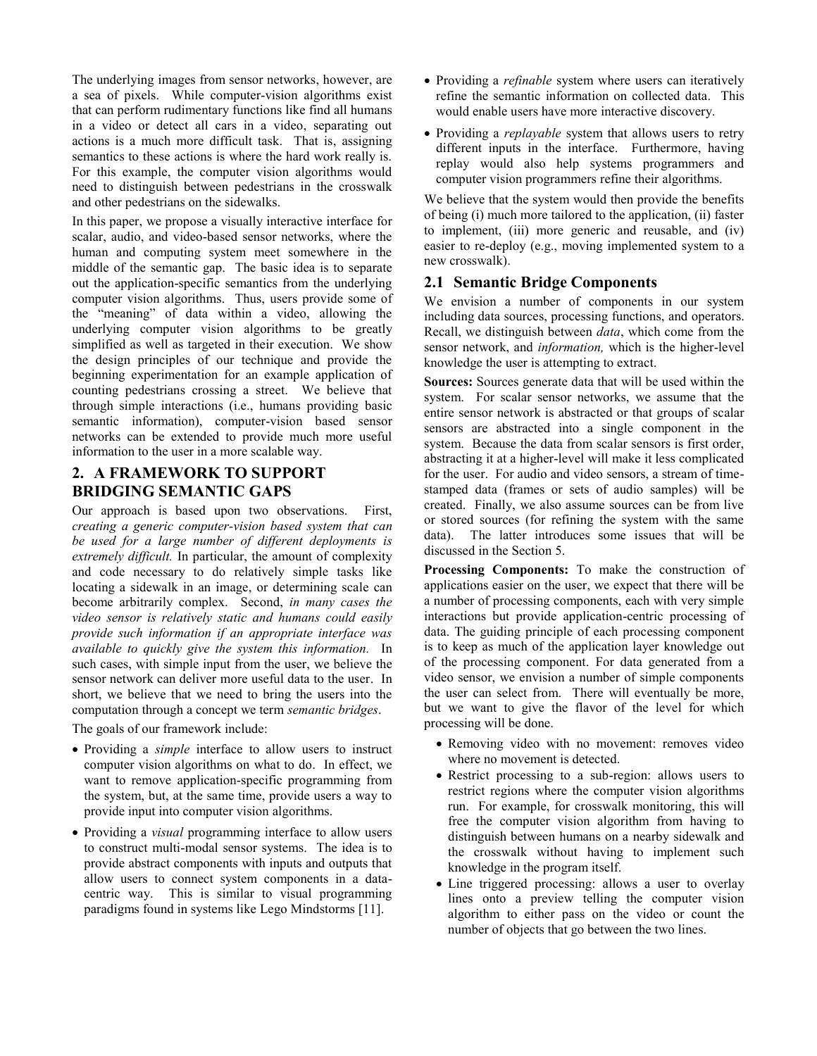The underlying images from sensor networks, however, are a sea of pixels. While computer-vision algorithms exist that can perform rudimentary functions like find all humans in a video or detect all cars in a video, separating out actions is a much more difficult task. That is, assigning semantics to these actions is where the hard work really is. For this example, the computer vision algorithms would need to distinguish between pedestrians in the crosswalk and other pedestrians on the sidewalks.

In this paper, we propose a visually interactive interface for scalar, audio, and video-based sensor networks, where the human and computing system meet somewhere in the middle of the semantic gap. The basic idea is to separate out the application-specific semantics from the underlying computer vision algorithms. Thus, users provide some of the "meaning" of data within a video, allowing the underlying computer vision algorithms to be greatly simplified as well as targeted in their execution. We show the design principles of our technique and provide the beginning experimentation for an example application of counting pedestrians crossing a street. We believe that through simple interactions (i.e., humans providing basic semantic information), computer-vision based sensor networks can be extended to provide much more useful information to the user in a more scalable way.

## 2. A FRAMEWORK TO SUPPORT BRIDGING SEMANTIC GAPS

Our approach is based upon two observations. First, *creating a generic computer-vision based system that can be used for a large number of different deployments is extremely difficult.* In particular, the amount of complexity and code necessary to do relatively simple tasks like locating a sidewalk in an image, or determining scale can become arbitrarily complex. Second, *in many cases the video sensor is relatively static and humans could easily provide such information if an appropriate interface was available to quickly give the system this information.* In such cases, with simple input from the user, we believe the sensor network can deliver more useful data to the user. In short, we believe that we need to bring the users into the computation through a concept we term *semantic bridges*.

The goals of our framework include:

- Providing a *simple* interface to allow users to instruct computer vision algorithms on what to do. In effect, we want to remove application-specific programming from the system, but, at the same time, provide users a way to provide input into computer vision algorithms.
- Providing a *visual* programming interface to allow users to construct multi-modal sensor systems. The idea is to provide abstract components with inputs and outputs that allow users to connect system components in a data-centric way. This is similar to visual programming paradigms found in systems like Lego Mindstorms [11].
- Providing a *refinable* system where users can iteratively refine the semantic information on collected data. This would enable users have more interactive discovery.
- Providing a *replayable* system that allows users to retry different inputs in the interface. Furthermore, having replay would also help systems programmers and computer vision programmers refine their algorithms.

We believe that the system would then provide the benefits of being (i) much more tailored to the application, (ii) faster to implement, (iii) more generic and reusable, and (iv) easier to re-deploy (e.g., moving implemented system to a new crosswalk).

### 2.1 Semantic Bridge Components

We envision a number of components in our system including data sources, processing functions, and operators. Recall, we distinguish between *data*, which come from the sensor network, and *information,* which is the higher-level knowledge the user is attempting to extract.

**Sources:** Sources generate data that will be used within the system. For scalar sensor networks, we assume that the entire sensor network is abstracted or that groups of scalar sensors are abstracted into a single component in the system. Because the data from scalar sensors is first order, abstracting it at a higher-level will make it less complicated for the user. For audio and video sensors, a stream of time-stamped data (frames or sets of audio samples) will be created. Finally, we also assume sources can be from live or stored sources (for refining the system with the same data). The latter introduces some issues that will be discussed in the Section 5.

**Processing Components:** To make the construction of applications easier on the user, we expect that there will be a number of processing components, each with very simple interactions but provide application-centric processing of data. The guiding principle of each processing component is to keep as much of the application layer knowledge out of the processing component. For data generated from a video sensor, we envision a number of simple components the user can select from. There will eventually be more, but we want to give the flavor of the level for which processing will be done.

- Removing video with no movement: removes video where no movement is detected.
- Restrict processing to a sub-region: allows users to restrict regions where the computer vision algorithms run. For example, for crosswalk monitoring, this will free the computer vision algorithm from having to distinguish between humans on a nearby sidewalk and the crosswalk without having to implement such knowledge in the program itself.
- Line triggered processing: allows a user to overlay lines onto a preview telling the computer vision algorithm to either pass on the video or count the number of objects that go between the two lines.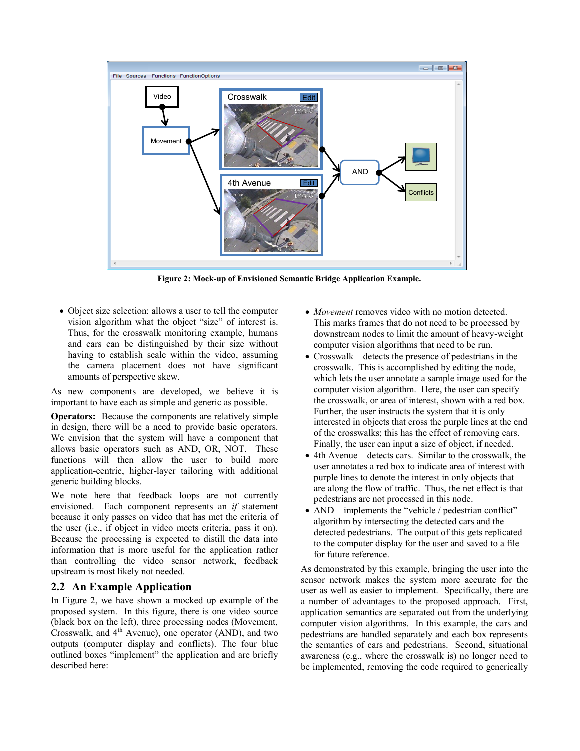Figure 2: Mock-up of Envisioned Semantic Bridge Application Example.

- Object size selection: allows a user to tell the computer vision algorithm what the object "size" of interest is. Thus, for the crosswalk monitoring example, humans and cars can be distinguished by their size without having to establish scale within the video, assuming the camera placement does not have significant amounts of perspective skew.

As new components are developed, we believe it is important to have each as simple and generic as possible.

**Operators:** Because the components are relatively simple in design, there will be a need to provide basic operators. We envision that the system will have a component that allows basic operators such as AND, OR, NOT. These functions will then allow the user to build more application-centric, higher-layer tailoring with additional generic building blocks.

We note here that feedback loops are not currently envisioned. Each component represents an *if* statement because it only passes on video that has met the criteria of the user (i.e., if object in video meets criteria, pass it on). Because the processing is expected to distill the data into information that is more useful for the application rather than controlling the video sensor network, feedback upstream is most likely not needed.

## 2.2 An Example Application

In Figure 2, we have shown a mocked up example of the proposed system. In this figure, there is one video source (black box on the left), three processing nodes (Movement, Crosswalk, and 4th Avenue), one operator (AND), and two outputs (computer display and conflicts). The four blue outlined boxes "implement" the application and are briefly described here:

- *Movement* removes video with no motion detected. This marks frames that do not need to be processed by downstream nodes to limit the amount of heavy-weight computer vision algorithms that need to be run.
- Crosswalk – detects the presence of pedestrians in the crosswalk. This is accomplished by editing the node, which lets the user annotate a sample image used for the computer vision algorithm. Here, the user can specify the crosswalk, or area of interest, shown with a red box. Further, the user instructs the system that it is only interested in objects that cross the purple lines at the end of the crosswalks; this has the effect of removing cars. Finally, the user can input a size of object, if needed.
- 4th Avenue – detects cars. Similar to the crosswalk, the user annotates a red box to indicate area of interest with purple lines to denote the interest in only objects that are along the flow of traffic. Thus, the net effect is that pedestrians are not processed in this node.
- AND – implements the "vehicle / pedestrian conflict" algorithm by intersecting the detected cars and the detected pedestrians. The output of this gets replicated to the computer display for the user and saved to a file for future reference.

As demonstrated by this example, bringing the user into the sensor network makes the system more accurate for the user as well as easier to implement. Specifically, there are a number of advantages to the proposed approach. First, application semantics are separated out from the underlying computer vision algorithms. In this example, the cars and pedestrians are handled separately and each box represents the semantics of cars and pedestrians. Second, situational awareness (e.g., where the crosswalk is) no longer need to be implemented, removing the code required to generically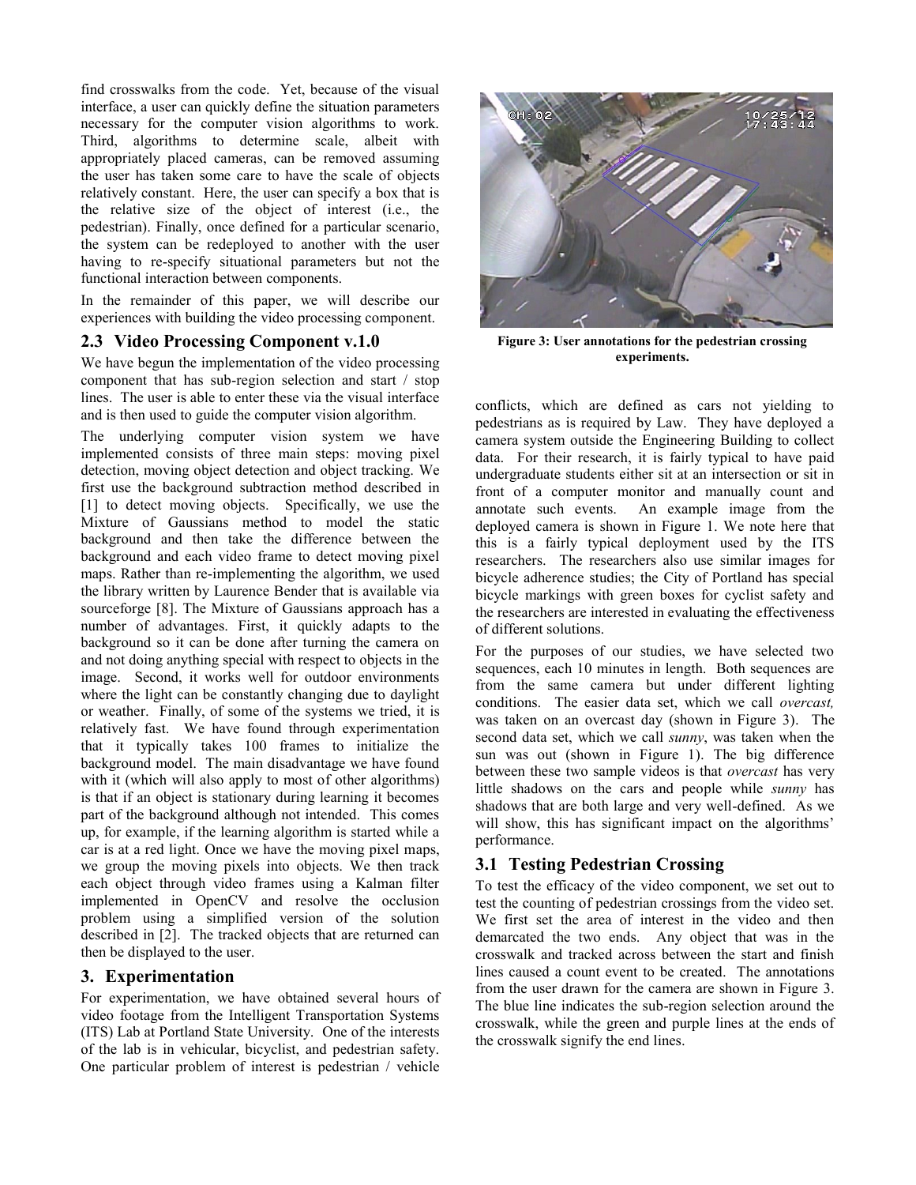find crosswalks from the code. Yet, because of the visual interface, a user can quickly define the situation parameters necessary for the computer vision algorithms to work. Third, algorithms to determine scale, albeit with appropriately placed cameras, can be removed assuming the user has taken some care to have the scale of objects relatively constant. Here, the user can specify a box that is the relative size of the object of interest (i.e., the pedestrian). Finally, once defined for a particular scenario, the system can be redeployed to another with the user having to re-specify situational parameters but not the functional interaction between components.

In the remainder of this paper, we will describe our experiences with building the video processing component.

### 2.3 Video Processing Component v.1.0

We have begun the implementation of the video processing component that has sub-region selection and start / stop lines. The user is able to enter these via the visual interface and is then used to guide the computer vision algorithm.

The underlying computer vision system we have implemented consists of three main steps: moving pixel detection, moving object detection and object tracking. We first use the background subtraction method described in [1] to detect moving objects. Specifically, we use the Mixture of Gaussians method to model the static background and then take the difference between the background and each video frame to detect moving pixel maps. Rather than re-implementing the algorithm, we used the library written by Laurence Bender that is available via sourceforge [8]. The Mixture of Gaussians approach has a number of advantages. First, it quickly adapts to the background so it can be done after turning the camera on and not doing anything special with respect to objects in the image. Second, it works well for outdoor environments where the light can be constantly changing due to daylight or weather. Finally, of some of the systems we tried, it is relatively fast. We have found through experimentation that it typically takes 100 frames to initialize the background model. The main disadvantage we have found with it (which will also apply to most of other algorithms) is that if an object is stationary during learning it becomes part of the background although not intended. This comes up, for example, if the learning algorithm is started while a car is at a red light. Once we have the moving pixel maps, we group the moving pixels into objects. We then track each object through video frames using a Kalman filter implemented in OpenCV and resolve the occlusion problem using a simplified version of the solution described in [2]. The tracked objects that are returned can then be displayed to the user.

## 3. Experimentation

For experimentation, we have obtained several hours of video footage from the Intelligent Transportation Systems (ITS) Lab at Portland State University. One of the interests of the lab is in vehicular, bicyclist, and pedestrian safety. One particular problem of interest is pedestrian / vehicle conflicts, which are defined as cars not yielding to pedestrians as is required by Law. They have deployed a camera system outside the Engineering Building to collect data. For their research, it is fairly typical to have paid undergraduate students either sit at an intersection or sit in front of a computer monitor and manually count and annotate such events. An example image from the deployed camera is shown in Figure 1. We note here that this is a fairly typical deployment used by the ITS researchers. The researchers also use similar images for bicycle adherence studies; the City of Portland has special bicycle markings with green boxes for cyclist safety and the researchers are interested in evaluating the effectiveness of different solutions.

**Figure 3: User annotations for the pedestrian crossing experiments.**

For the purposes of our studies, we have selected two sequences, each 10 minutes in length. Both sequences are from the same camera but under different lighting conditions. The easier data set, which we call *overcast,* was taken on an overcast day (shown in Figure 3). The second data set, which we call *sunny*, was taken when the sun was out (shown in Figure 1). The big difference between these two sample videos is that *overcast* has very little shadows on the cars and people while *sunny* has shadows that are both large and very well-defined. As we will show, this has significant impact on the algorithms' performance.

### 3.1 Testing Pedestrian Crossing

To test the efficacy of the video component, we set out to test the counting of pedestrian crossings from the video set. We first set the area of interest in the video and then demarcated the two ends. Any object that was in the crosswalk and tracked across between the start and finish lines caused a count event to be created. The annotations from the user drawn for the camera are shown in Figure 3. The blue line indicates the sub-region selection around the crosswalk, while the green and purple lines at the ends of the crosswalk signify the end lines.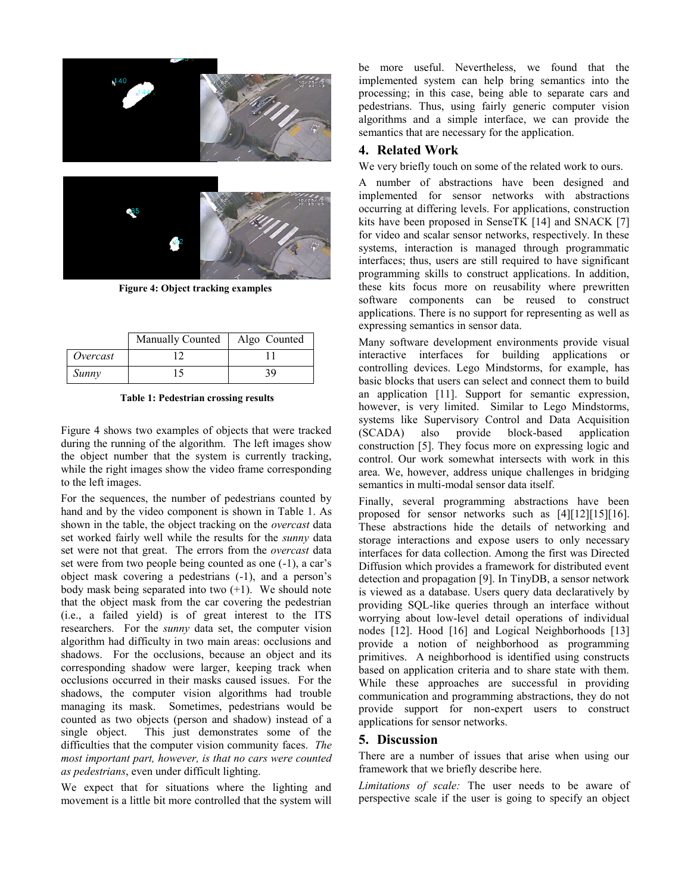Figure 4: Object tracking examples

| | Manually Counted | Algo Counted |
|---|---|---|
| *Overcast* | 12 | 11 |
| *Sunny* | 15 | 39 |

Table 1: Pedestrian crossing results

Figure 4 shows two examples of objects that were tracked during the running of the algorithm. The left images show the object number that the system is currently tracking, while the right images show the video frame corresponding to the left images.

For the sequences, the number of pedestrians counted by hand and by the video component is shown in Table 1. As shown in the table, the object tracking on the *overcast* data set worked fairly well while the results for the *sunny* data set were not that great. The errors from the *overcast* data set were from two people being counted as one (-1), a car's object mask covering a pedestrians (-1), and a person's body mask being separated into two (+1). We should note that the object mask from the car covering the pedestrian (i.e., a failed yield) is of great interest to the ITS researchers. For the *sunny* data set, the computer vision algorithm had difficulty in two main areas: occlusions and shadows. For the occlusions, because an object and its corresponding shadow were larger, keeping track when occlusions occurred in their masks caused issues. For the shadows, the computer vision algorithms had trouble managing its mask. Sometimes, pedestrians would be counted as two objects (person and shadow) instead of a single object. This just demonstrates some of the difficulties that the computer vision community faces. *The most important part, however, is that no cars were counted as pedestrians*, even under difficult lighting.

We expect that for situations where the lighting and movement is a little bit more controlled that the system will be more useful. Nevertheless, we found that the implemented system can help bring semantics into the processing; in this case, being able to separate cars and pedestrians. Thus, using fairly generic computer vision algorithms and a simple interface, we can provide the semantics that are necessary for the application.

## 4. Related Work

We very briefly touch on some of the related work to ours.

A number of abstractions have been designed and implemented for sensor networks with abstractions occurring at differing levels. For applications, construction kits have been proposed in SenseTK [14] and SNACK [7] for video and scalar sensor networks, respectively. In these systems, interaction is managed through programmatic interfaces; thus, users are still required to have significant programming skills to construct applications. In addition, these kits focus more on reusability where prewritten software components can be reused to construct applications. There is no support for representing as well as expressing semantics in sensor data.

Many software development environments provide visual interactive interfaces for building applications or controlling devices. Lego Mindstorms, for example, has basic blocks that users can select and connect them to build an application [11]. Support for semantic expression, however, is very limited. Similar to Lego Mindstorms, systems like Supervisory Control and Data Acquisition (SCADA) also provide block-based application construction [5]. They focus more on expressing logic and control. Our work somewhat intersects with work in this area. We, however, address unique challenges in bridging semantics in multi-modal sensor data itself.

Finally, several programming abstractions have been proposed for sensor networks such as [4][12][15][16]. These abstractions hide the details of networking and storage interactions and expose users to only necessary interfaces for data collection. Among the first was Directed Diffusion which provides a framework for distributed event detection and propagation [9]. In TinyDB, a sensor network is viewed as a database. Users query data declaratively by providing SQL-like queries through an interface without worrying about low-level detail operations of individual nodes [12]. Hood [16] and Logical Neighborhoods [13] provide a notion of neighborhood as programming primitives. A neighborhood is identified using constructs based on application criteria and to share state with them. While these approaches are successful in providing communication and programming abstractions, they do not provide support for non-expert users to construct applications for sensor networks.

## 5. Discussion

There are a number of issues that arise when using our framework that we briefly describe here.

*Limitations of scale:* The user needs to be aware of perspective scale if the user is going to specify an object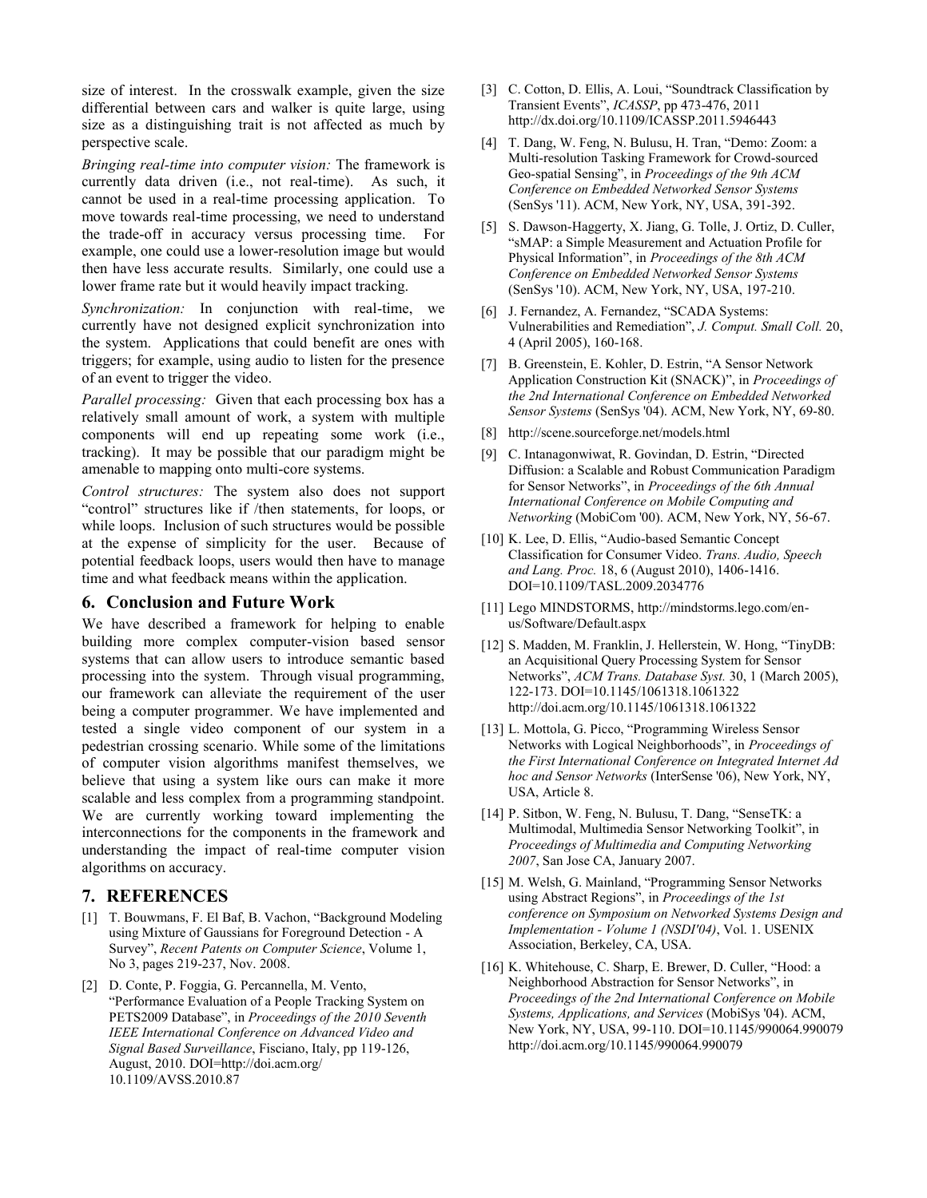size of interest. In the crosswalk example, given the size differential between cars and walker is quite large, using size as a distinguishing trait is not affected as much by perspective scale.

*Bringing real-time into computer vision:* The framework is currently data driven (i.e., not real-time). As such, it cannot be used in a real-time processing application. To move towards real-time processing, we need to understand the trade-off in accuracy versus processing time. For example, one could use a lower-resolution image but would then have less accurate results. Similarly, one could use a lower frame rate but it would heavily impact tracking.

*Synchronization:* In conjunction with real-time, we currently have not designed explicit synchronization into the system. Applications that could benefit are ones with triggers; for example, using audio to listen for the presence of an event to trigger the video.

*Parallel processing:* Given that each processing box has a relatively small amount of work, a system with multiple components will end up repeating some work (i.e., tracking). It may be possible that our paradigm might be amenable to mapping onto multi-core systems.

*Control structures:* The system also does not support "control" structures like if /then statements, for loops, or while loops. Inclusion of such structures would be possible at the expense of simplicity for the user. Because of potential feedback loops, users would then have to manage time and what feedback means within the application.

## 6. Conclusion and Future Work

We have described a framework for helping to enable building more complex computer-vision based sensor systems that can allow users to introduce semantic based processing into the system. Through visual programming, our framework can alleviate the requirement of the user being a computer programmer. We have implemented and tested a single video component of our system in a pedestrian crossing scenario. While some of the limitations of computer vision algorithms manifest themselves, we believe that using a system like ours can make it more scalable and less complex from a programming standpoint. We are currently working toward implementing the interconnections for the components in the framework and understanding the impact of real-time computer vision algorithms on accuracy.

## 7. REFERENCES

[1] T. Bouwmans, F. El Baf, B. Vachon, "Background Modeling using Mixture of Gaussians for Foreground Detection - A Survey", *Recent Patents on Computer Science*, Volume 1, No 3, pages 219-237, Nov. 2008.

[2] D. Conte, P. Foggia, G. Percannella, M. Vento, "Performance Evaluation of a People Tracking System on PETS2009 Database", in *Proceedings of the 2010 Seventh IEEE International Conference on Advanced Video and Signal Based Surveillance*, Fisciano, Italy, pp 119-126, August, 2010. DOI=http://doi.acm.org/10.1109/AVSS.2010.87

[3] C. Cotton, D. Ellis, A. Loui, "Soundtrack Classification by Transient Events", *ICASSP*, pp 473-476, 2011 http://dx.doi.org/10.1109/ICASSP.2011.5946443

[4] T. Dang, W. Feng, N. Bulusu, H. Tran, "Demo: Zoom: a Multi-resolution Tasking Framework for Crowd-sourced Geo-spatial Sensing", in *Proceedings of the 9th ACM Conference on Embedded Networked Sensor Systems* (SenSys '11). ACM, New York, NY, USA, 391-392.

[5] S. Dawson-Haggerty, X. Jiang, G. Tolle, J. Ortiz, D. Culler, "sMAP: a Simple Measurement and Actuation Profile for Physical Information", in *Proceedings of the 8th ACM Conference on Embedded Networked Sensor Systems* (SenSys '10). ACM, New York, NY, USA, 197-210.

[6] J. Fernandez, A. Fernandez, "SCADA Systems: Vulnerabilities and Remediation", *J. Comput. Small Coll.* 20, 4 (April 2005), 160-168.

[7] B. Greenstein, E. Kohler, D. Estrin, "A Sensor Network Application Construction Kit (SNACK)", in *Proceedings of the 2nd International Conference on Embedded Networked Sensor Systems* (SenSys '04). ACM, New York, NY, 69-80.

[8] http://scene.sourceforge.net/models.html

[9] C. Intanagonwiwat, R. Govindan, D. Estrin, "Directed Diffusion: a Scalable and Robust Communication Paradigm for Sensor Networks", in *Proceedings of the 6th Annual International Conference on Mobile Computing and Networking* (MobiCom '00). ACM, New York, NY, 56-67.

[10] K. Lee, D. Ellis, "Audio-based Semantic Concept Classification for Consumer Video. *Trans. Audio, Speech and Lang. Proc.* 18, 6 (August 2010), 1406-1416. DOI=10.1109/TASL.2009.2034776

[11] Lego MINDSTORMS, http://mindstorms.lego.com/en-us/Software/Default.aspx

[12] S. Madden, M. Franklin, J. Hellerstein, W. Hong, "TinyDB: an Acquisitional Query Processing System for Sensor Networks", *ACM Trans. Database Syst.* 30, 1 (March 2005), 122-173. DOI=10.1145/1061318.1061322 http://doi.acm.org/10.1145/1061318.1061322

[13] L. Mottola, G. Picco, "Programming Wireless Sensor Networks with Logical Neighborhoods", in *Proceedings of the First International Conference on Integrated Internet Ad hoc and Sensor Networks* (InterSense '06), New York, NY, USA, Article 8.

[14] P. Sitbon, W. Feng, N. Bulusu, T. Dang, "SenseTK: a Multimodal, Multimedia Sensor Networking Toolkit", in *Proceedings of Multimedia and Computing Networking 2007*, San Jose CA, January 2007.

[15] M. Welsh, G. Mainland, "Programming Sensor Networks using Abstract Regions", in *Proceedings of the 1st conference on Symposium on Networked Systems Design and Implementation - Volume 1 (NSDI'04)*, Vol. 1. USENIX Association, Berkeley, CA, USA.

[16] K. Whitehouse, C. Sharp, E. Brewer, D. Culler, "Hood: a Neighborhood Abstraction for Sensor Networks", in *Proceedings of the 2nd International Conference on Mobile Systems, Applications, and Services* (MobiSys '04). ACM, New York, NY, USA, 99-110. DOI=10.1145/990064.990079 http://doi.acm.org/10.1145/990064.990079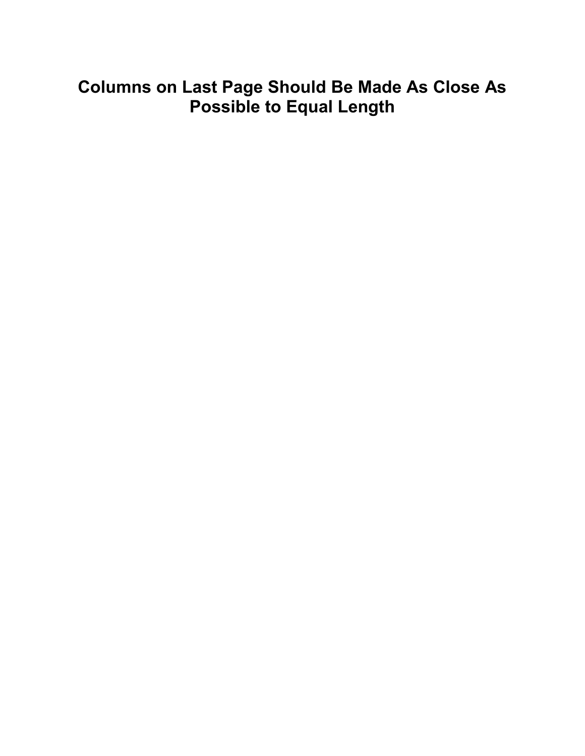# Columns on Last Page Should Be Made As Close As Possible to Equal Length